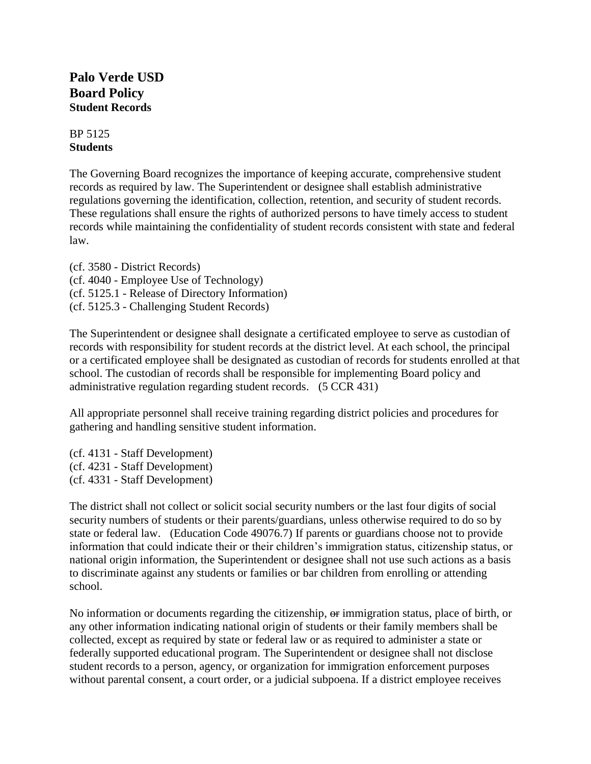# Palo Verde USD
# Board Policy
### Student Records

BP 5125
**Students**

The Governing Board recognizes the importance of keeping accurate, comprehensive student records as required by law. The Superintendent or designee shall establish administrative regulations governing the identification, collection, retention, and security of student records. These regulations shall ensure the rights of authorized persons to have timely access to student records while maintaining the confidentiality of student records consistent with state and federal law.

(cf. 3580 - District Records)
(cf. 4040 - Employee Use of Technology)
(cf. 5125.1 - Release of Directory Information)
(cf. 5125.3 - Challenging Student Records)

The Superintendent or designee shall designate a certificated employee to serve as custodian of records with responsibility for student records at the district level. At each school, the principal or a certificated employee shall be designated as custodian of records for students enrolled at that school. The custodian of records shall be responsible for implementing Board policy and administrative regulation regarding student records. (5 CCR 431)

All appropriate personnel shall receive training regarding district policies and procedures for gathering and handling sensitive student information.

(cf. 4131 - Staff Development)
(cf. 4231 - Staff Development)
(cf. 4331 - Staff Development)

The district shall not collect or solicit social security numbers or the last four digits of social security numbers of students or their parents/guardians, unless otherwise required to do so by state or federal law. (Education Code 49076.7) If parents or guardians choose not to provide information that could indicate their or their children's immigration status, citizenship status, or national origin information, the Superintendent or designee shall not use such actions as a basis to discriminate against any students or families or bar children from enrolling or attending school.

No information or documents regarding the citizenship, ~~or~~ immigration status, place of birth, or any other information indicating national origin of students or their family members shall be collected, except as required by state or federal law or as required to administer a state or federally supported educational program. The Superintendent or designee shall not disclose student records to a person, agency, or organization for immigration enforcement purposes without parental consent, a court order, or a judicial subpoena. If a district employee receives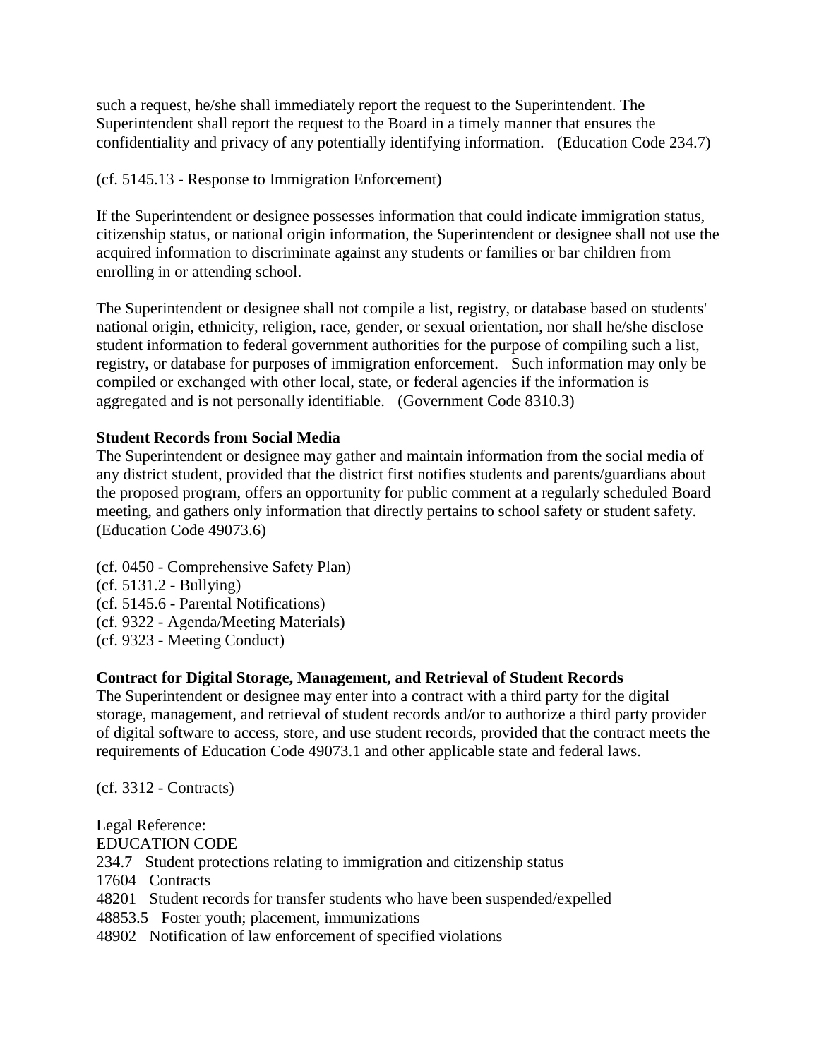such a request, he/she shall immediately report the request to the Superintendent. The Superintendent shall report the request to the Board in a timely manner that ensures the confidentiality and privacy of any potentially identifying information. (Education Code 234.7)

(cf. 5145.13 - Response to Immigration Enforcement)

If the Superintendent or designee possesses information that could indicate immigration status, citizenship status, or national origin information, the Superintendent or designee shall not use the acquired information to discriminate against any students or families or bar children from enrolling in or attending school.

The Superintendent or designee shall not compile a list, registry, or database based on students' national origin, ethnicity, religion, race, gender, or sexual orientation, nor shall he/she disclose student information to federal government authorities for the purpose of compiling such a list, registry, or database for purposes of immigration enforcement. Such information may only be compiled or exchanged with other local, state, or federal agencies if the information is aggregated and is not personally identifiable. (Government Code 8310.3)

**Student Records from Social Media**

The Superintendent or designee may gather and maintain information from the social media of any district student, provided that the district first notifies students and parents/guardians about the proposed program, offers an opportunity for public comment at a regularly scheduled Board meeting, and gathers only information that directly pertains to school safety or student safety. (Education Code 49073.6)

(cf. 0450 - Comprehensive Safety Plan)
(cf. 5131.2 - Bullying)
(cf. 5145.6 - Parental Notifications)
(cf. 9322 - Agenda/Meeting Materials)
(cf. 9323 - Meeting Conduct)

**Contract for Digital Storage, Management, and Retrieval of Student Records**

The Superintendent or designee may enter into a contract with a third party for the digital storage, management, and retrieval of student records and/or to authorize a third party provider of digital software to access, store, and use student records, provided that the contract meets the requirements of Education Code 49073.1 and other applicable state and federal laws.

(cf. 3312 - Contracts)

Legal Reference:
EDUCATION CODE
234.7 Student protections relating to immigration and citizenship status
17604 Contracts
48201 Student records for transfer students who have been suspended/expelled
48853.5 Foster youth; placement, immunizations
48902 Notification of law enforcement of specified violations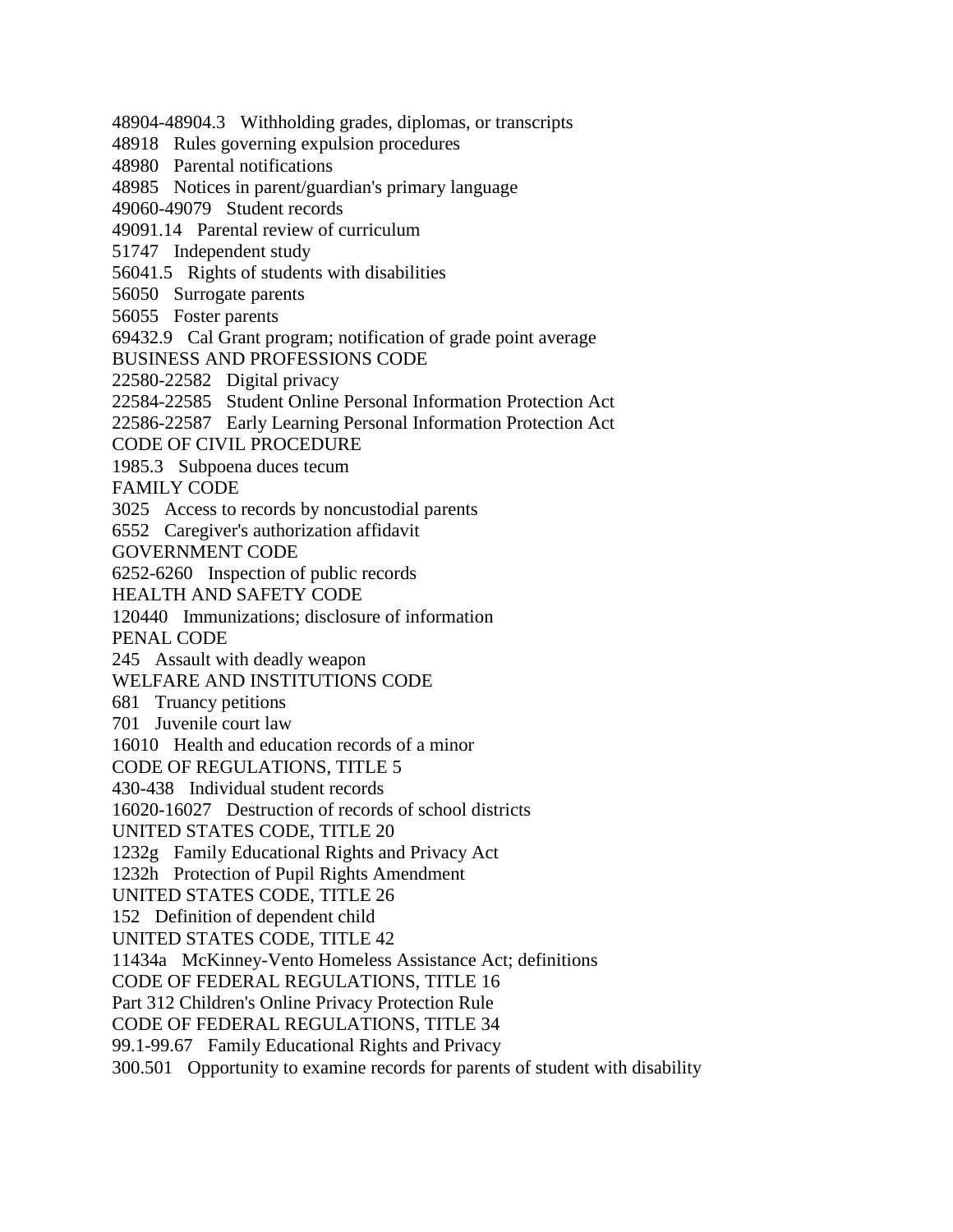48904-48904.3 Withholding grades, diplomas, or transcripts

48918 Rules governing expulsion procedures

48980 Parental notifications

48985 Notices in parent/guardian's primary language

49060-49079 Student records

49091.14 Parental review of curriculum

51747 Independent study

56041.5 Rights of students with disabilities

56050 Surrogate parents

56055 Foster parents

69432.9 Cal Grant program; notification of grade point average

BUSINESS AND PROFESSIONS CODE

22580-22582 Digital privacy

22584-22585 Student Online Personal Information Protection Act

22586-22587 Early Learning Personal Information Protection Act

CODE OF CIVIL PROCEDURE

1985.3 Subpoena duces tecum

FAMILY CODE

3025 Access to records by noncustodial parents

6552 Caregiver's authorization affidavit

GOVERNMENT CODE

6252-6260 Inspection of public records

HEALTH AND SAFETY CODE

120440 Immunizations; disclosure of information

PENAL CODE

245 Assault with deadly weapon

WELFARE AND INSTITUTIONS CODE

681 Truancy petitions

701 Juvenile court law

16010 Health and education records of a minor

CODE OF REGULATIONS, TITLE 5

430-438 Individual student records

16020-16027 Destruction of records of school districts

UNITED STATES CODE, TITLE 20

1232g Family Educational Rights and Privacy Act

1232h Protection of Pupil Rights Amendment

UNITED STATES CODE, TITLE 26

152 Definition of dependent child

UNITED STATES CODE, TITLE 42

11434a McKinney-Vento Homeless Assistance Act; definitions

CODE OF FEDERAL REGULATIONS, TITLE 16

Part 312 Children's Online Privacy Protection Rule

CODE OF FEDERAL REGULATIONS, TITLE 34

99.1-99.67 Family Educational Rights and Privacy

300.501 Opportunity to examine records for parents of student with disability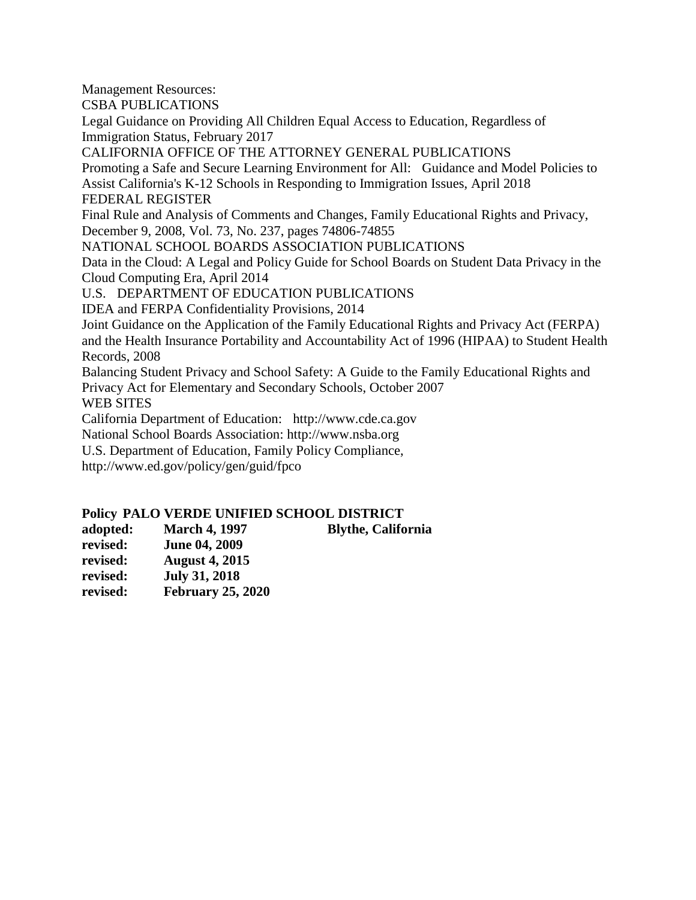Management Resources:

CSBA PUBLICATIONS

Legal Guidance on Providing All Children Equal Access to Education, Regardless of Immigration Status, February 2017

CALIFORNIA OFFICE OF THE ATTORNEY GENERAL PUBLICATIONS

Promoting a Safe and Secure Learning Environment for All: Guidance and Model Policies to Assist California's K-12 Schools in Responding to Immigration Issues, April 2018

FEDERAL REGISTER

Final Rule and Analysis of Comments and Changes, Family Educational Rights and Privacy, December 9, 2008, Vol. 73, No. 237, pages 74806-74855

NATIONAL SCHOOL BOARDS ASSOCIATION PUBLICATIONS

Data in the Cloud: A Legal and Policy Guide for School Boards on Student Data Privacy in the Cloud Computing Era, April 2014

U.S. DEPARTMENT OF EDUCATION PUBLICATIONS

IDEA and FERPA Confidentiality Provisions, 2014

Joint Guidance on the Application of the Family Educational Rights and Privacy Act (FERPA) and the Health Insurance Portability and Accountability Act of 1996 (HIPAA) to Student Health Records, 2008

Balancing Student Privacy and School Safety: A Guide to the Family Educational Rights and Privacy Act for Elementary and Secondary Schools, October 2007

WEB SITES

California Department of Education: http://www.cde.ca.gov

National School Boards Association: http://www.nsba.org

U.S. Department of Education, Family Policy Compliance, http://www.ed.gov/policy/gen/guid/fpco

**Policy PALO VERDE UNIFIED SCHOOL DISTRICT**

| | | |
|---|---|---|
| **adopted:** | **March 4, 1997** | **Blythe, California** |
| **revised:** | **June 04, 2009** | |
| **revised:** | **August 4, 2015** | |
| **revised:** | **July 31, 2018** | |
| **revised:** | **February 25, 2020** | |